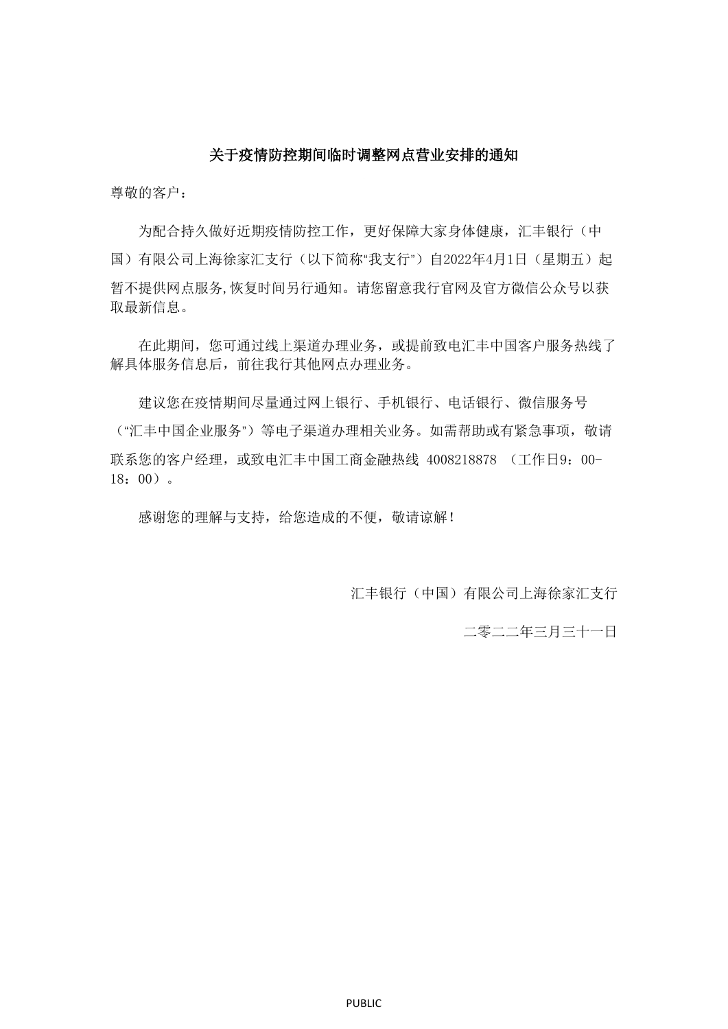**关于疫情防控期间临时调整网点营业安排的通知**

尊敬的客户：

为配合持久做好近期疫情防控工作，更好保障大家身体健康，汇丰银行（中国）有限公司上海徐家汇支行（以下简称"我支行"）自2022年4月1日（星期五）起暂不提供网点服务,恢复时间另行通知。请您留意我行官网及官方微信公众号以获取最新信息。

在此期间，您可通过线上渠道办理业务，或提前致电汇丰中国客户服务热线了解具体服务信息后，前往我行其他网点办理业务。

建议您在疫情期间尽量通过网上银行、手机银行、电话银行、微信服务号（"汇丰中国企业服务"）等电子渠道办理相关业务。如需帮助或有紧急事项，敬请联系您的客户经理，或致电汇丰中国工商金融热线 4008218878 （工作日9：00-18：00）。

感谢您的理解与支持，给您造成的不便，敬请谅解！

汇丰银行（中国）有限公司上海徐家汇支行

二零二二年三月三十一日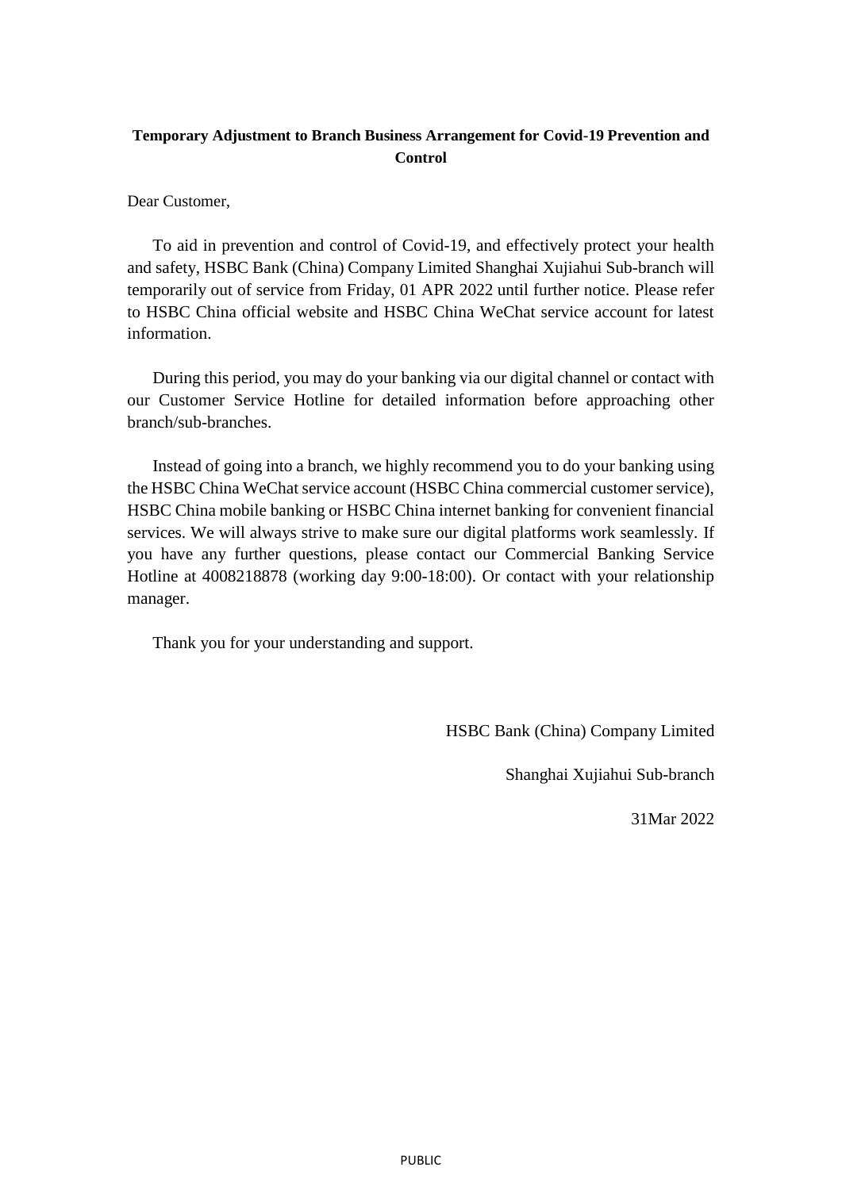**Temporary Adjustment to Branch Business Arrangement for Covid-19 Prevention and Control**

Dear Customer,

To aid in prevention and control of Covid-19, and effectively protect your health and safety, HSBC Bank (China) Company Limited Shanghai Xujiahui Sub-branch will temporarily out of service from Friday, 01 APR 2022 until further notice. Please refer to HSBC China official website and HSBC China WeChat service account for latest information.

During this period, you may do your banking via our digital channel or contact with our Customer Service Hotline for detailed information before approaching other branch/sub-branches.

Instead of going into a branch, we highly recommend you to do your banking using the HSBC China WeChat service account (HSBC China commercial customer service), HSBC China mobile banking or HSBC China internet banking for convenient financial services. We will always strive to make sure our digital platforms work seamlessly. If you have any further questions, please contact our Commercial Banking Service Hotline at 4008218878 (working day 9:00-18:00). Or contact with your relationship manager.

Thank you for your understanding and support.

HSBC Bank (China) Company Limited

Shanghai Xujiahui Sub-branch

31Mar 2022

PUBLIC